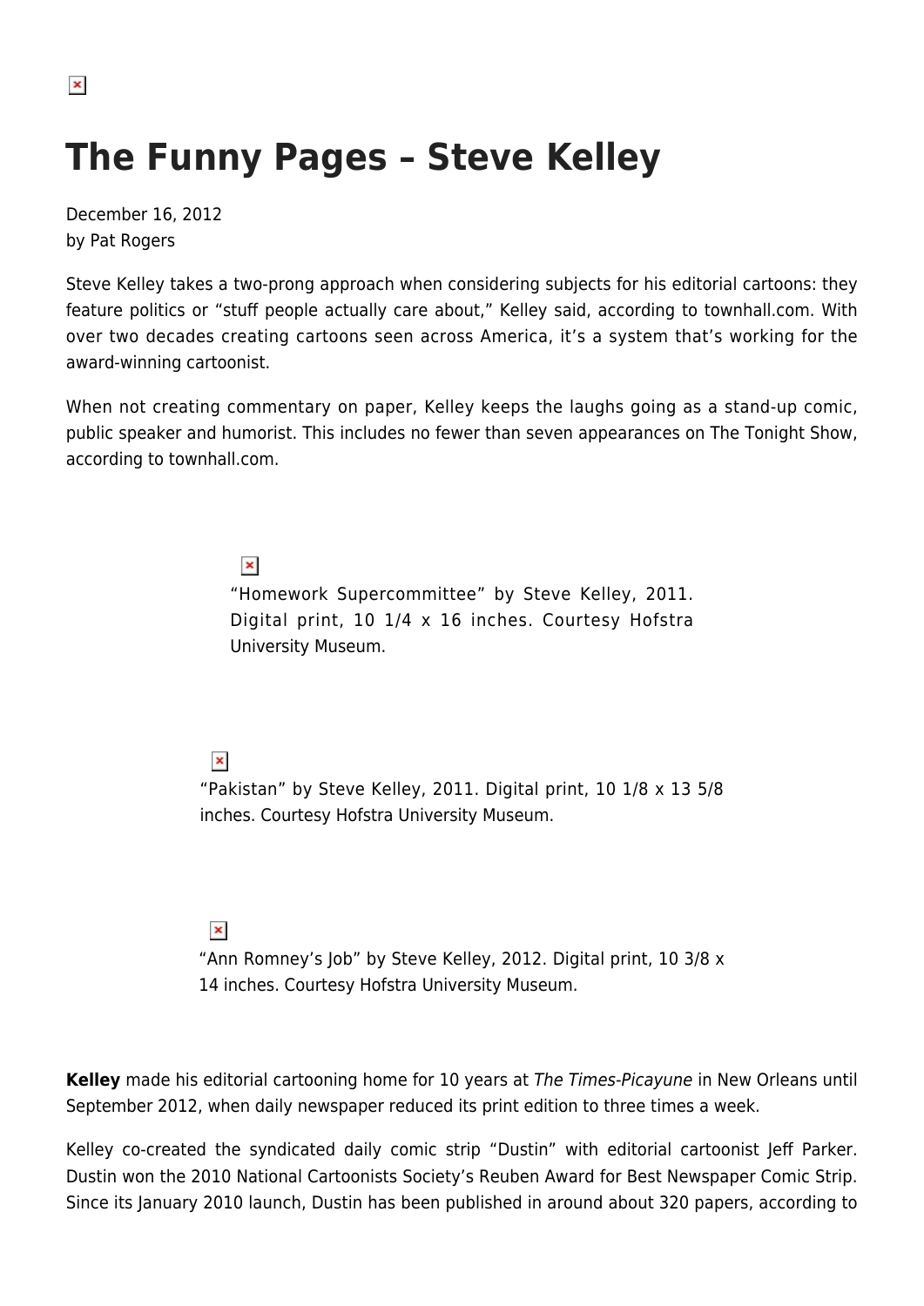# The Funny Pages – Steve Kelley

December 16, 2012
by Pat Rogers

Steve Kelley takes a two-prong approach when considering subjects for his editorial cartoons: they feature politics or "stuff people actually care about," Kelley said, according to townhall.com. With over two decades creating cartoons seen across America, it's a system that's working for the award-winning cartoonist.

When not creating commentary on paper, Kelley keeps the laughs going as a stand-up comic, public speaker and humorist. This includes no fewer than seven appearances on The Tonight Show, according to townhall.com.

"Homework Supercommittee" by Steve Kelley, 2011. Digital print, 10 1/4 x 16 inches. Courtesy Hofstra University Museum.

"Pakistan" by Steve Kelley, 2011. Digital print, 10 1/8 x 13 5/8 inches. Courtesy Hofstra University Museum.

"Ann Romney's Job" by Steve Kelley, 2012. Digital print, 10 3/8 x 14 inches. Courtesy Hofstra University Museum.

**Kelley** made his editorial cartooning home for 10 years at *The Times-Picayune* in New Orleans until September 2012, when daily newspaper reduced its print edition to three times a week.

Kelley co-created the syndicated daily comic strip "Dustin" with editorial cartoonist Jeff Parker. Dustin won the 2010 National Cartoonists Society's Reuben Award for Best Newspaper Comic Strip. Since its January 2010 launch, Dustin has been published in around about 320 papers, according to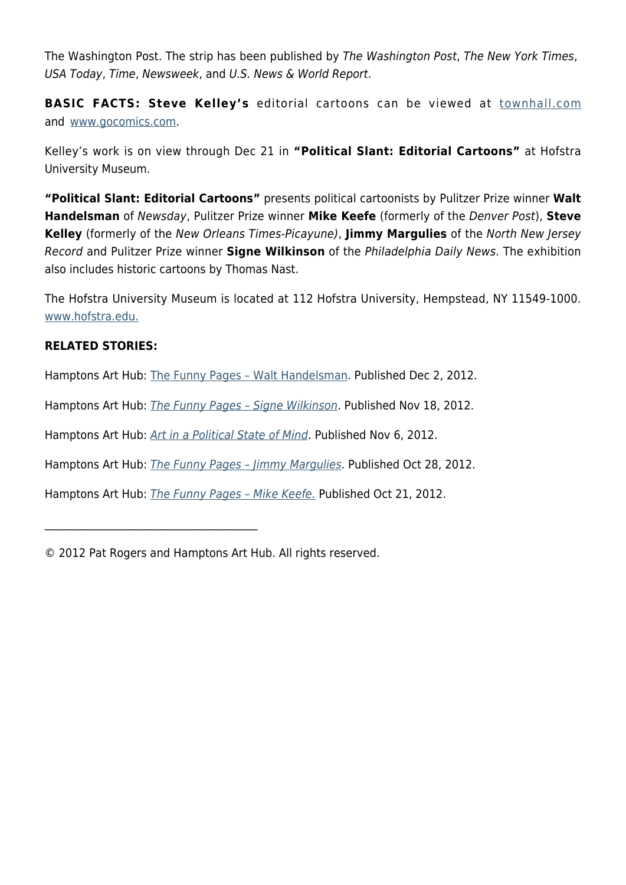The Washington Post. The strip has been published by *The Washington Post*, *The New York Times*, *USA Today*, *Time*, *Newsweek*, and *U.S. News & World Report*.

**BASIC FACTS: Steve Kelley's** editorial cartoons can be viewed at [townhall.com](townhall.com) and [www.gocomics.com](www.gocomics.com).

Kelley's work is on view through Dec 21 in **"Political Slant: Editorial Cartoons"** at Hofstra University Museum.

**"Political Slant: Editorial Cartoons"** presents political cartoonists by Pulitzer Prize winner **Walt Handelsman** of *Newsday*, Pulitzer Prize winner **Mike Keefe** (formerly of the *Denver Post*), **Steve Kelley** (formerly of the *New Orleans Times-Picayune)*, **Jimmy Margulies** of the *North New Jersey Record* and Pulitzer Prize winner **Signe Wilkinson** of the *Philadelphia Daily News*. The exhibition also includes historic cartoons by Thomas Nast.

The Hofstra University Museum is located at 112 Hofstra University, Hempstead, NY 11549-1000. [www.hofstra.edu.](www.hofstra.edu)

**RELATED STORIES:**

Hamptons Art Hub: The Funny Pages – Walt Handelsman. Published Dec 2, 2012.

Hamptons Art Hub: *The Funny Pages – Signe Wilkinson*. Published Nov 18, 2012.

Hamptons Art Hub: *Art in a Political State of Mind*. Published Nov 6, 2012.

Hamptons Art Hub: *The Funny Pages – Jimmy Margulies*. Published Oct 28, 2012.

Hamptons Art Hub: *The Funny Pages – Mike Keefe.* Published Oct 21, 2012.

---

© 2012 Pat Rogers and Hamptons Art Hub. All rights reserved.